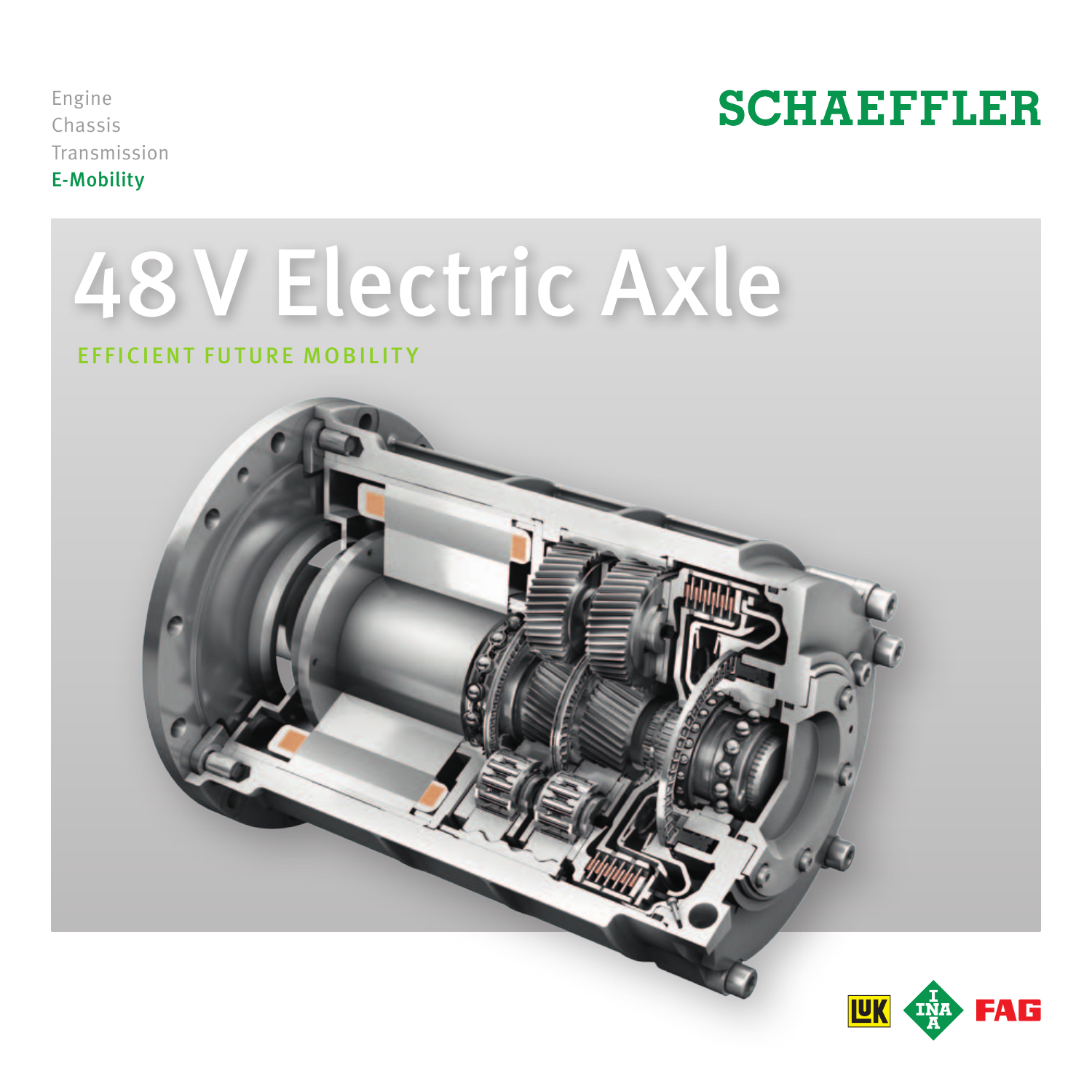Engine
Chassis
Transmission
**E-Mobility**

SCHAEFFLER

# 48 V Electric Axle

## EFFICIENT FUTURE MOBILITY

LuK INA FAG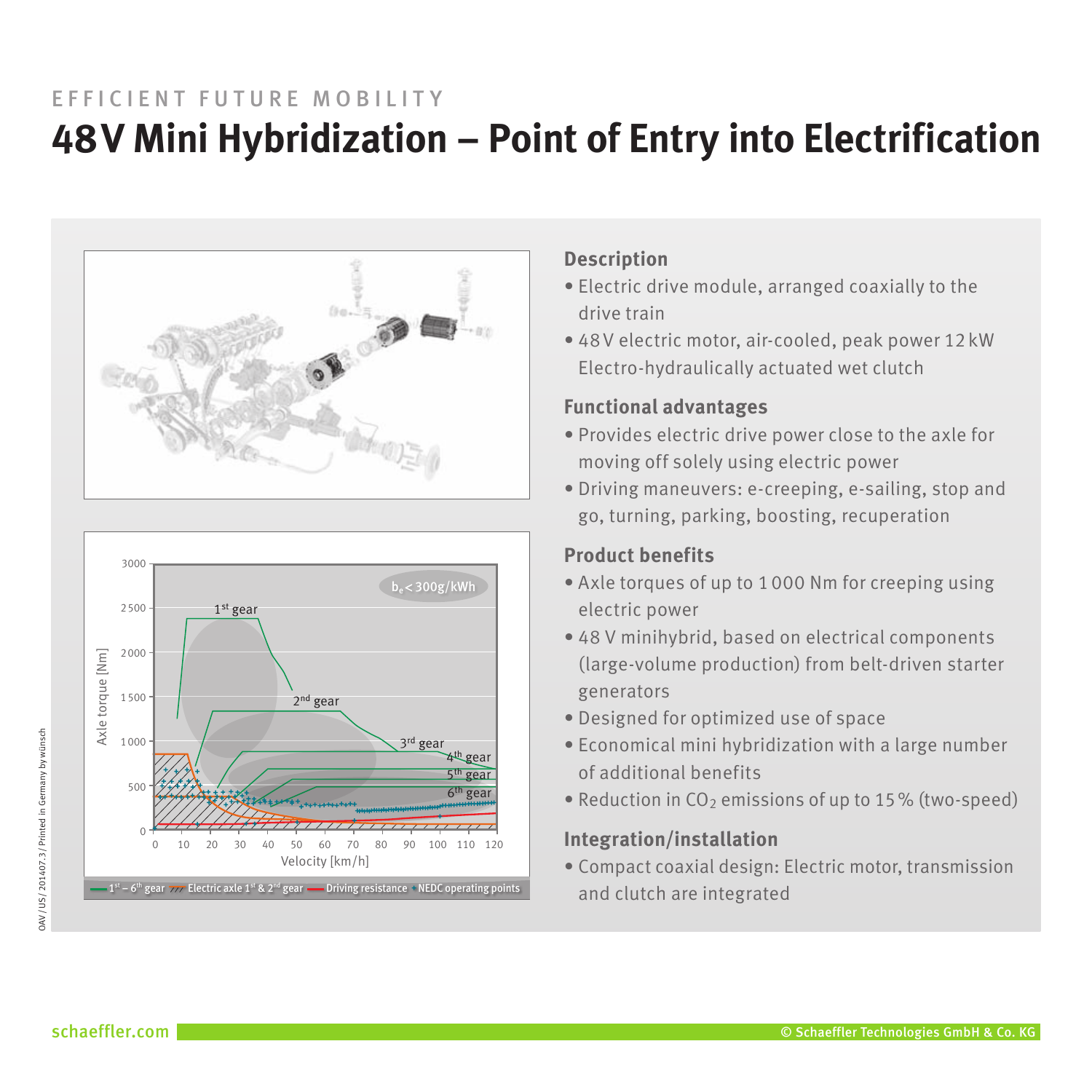EFFICIENT FUTURE MOBILITY

# 48 V Mini Hybridization – Point of Entry into Electrification

$b_e$ < 300g/kWh

1st gear

2nd gear

3rd gear

4th gear

5th gear

6th gear

Axle torque [Nm]

3000
2500
2000
1500
1000
500
0

0 10 20 30 40 50 60 70 80 90 100 110 120

Velocity [km/h]

1st – 6th gear · Electric axle 1st & 2nd gear · Driving resistance · NEDC operating points

## Description

- Electric drive module, arranged coaxially to the drive train
- 48 V electric motor, air-cooled, peak power 12 kW Electro-hydraulically actuated wet clutch

## Functional advantages

- Provides electric drive power close to the axle for moving off solely using electric power
- Driving maneuvers: e-creeping, e-sailing, stop and go, turning, parking, boosting, recuperation

## Product benefits

- Axle torques of up to 1 000 Nm for creeping using electric power
- 48 V minihybrid, based on electrical components (large-volume production) from belt-driven starter generators
- Designed for optimized use of space
- Economical mini hybridization with a large number of additional benefits
- Reduction in $CO_2$ emissions of up to 15 % (two-speed)

## Integration/installation

- Compact coaxial design: Electric motor, transmission and clutch are integrated

OAV / US / 201407.3 / Printed in Germany by wünsch

schaeffler.com

© Schaeffler Technologies GmbH & Co. KG